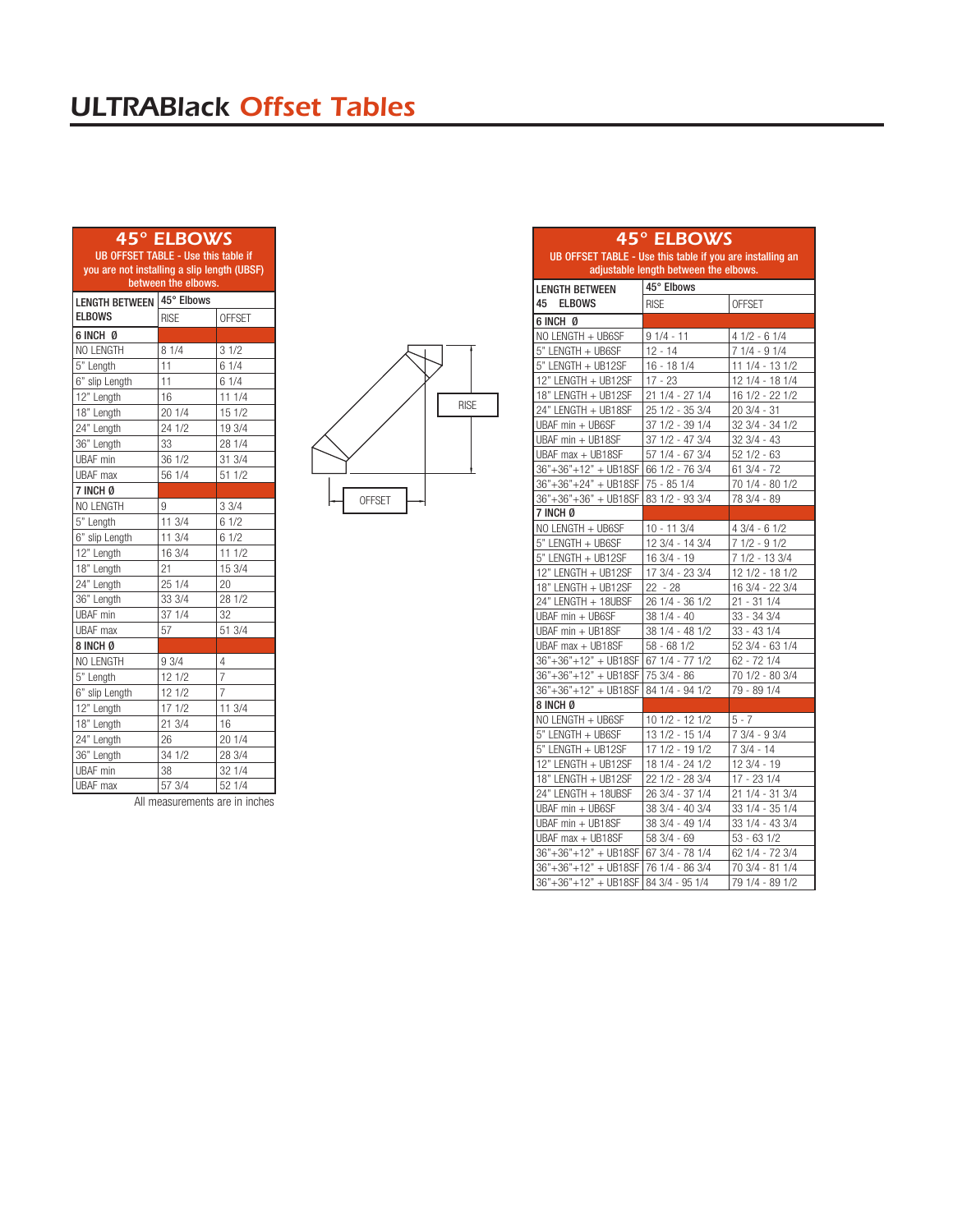# ULTRABlack Offset Tables

## 45° ELBOWS

UB OFFSET TABLE - Use this table if you are not installing a slip length (UBSF) between the elbows.

| LENGTH BETWEEN ELBOWS | 45° Elbows RISE | OFFSET |
|---|---|---|
| **6 INCH Ø** | | |
| NO LENGTH | 8 1/4 | 3 1/2 |
| 5" Length | 11 | 6 1/4 |
| 6" slip Length | 11 | 6 1/4 |
| 12" Length | 16 | 11 1/4 |
| 18" Length | 20 1/4 | 15 1/2 |
| 24" Length | 24 1/2 | 19 3/4 |
| 36" Length | 33 | 28 1/4 |
| UBAF min | 36 1/2 | 31 3/4 |
| UBAF max | 56 1/4 | 51 1/2 |
| **7 INCH Ø** | | |
| NO LENGTH | 9 | 3 3/4 |
| 5" Length | 11 3/4 | 6 1/2 |
| 6" slip Length | 11 3/4 | 6 1/2 |
| 12" Length | 16 3/4 | 11 1/2 |
| 18" Length | 21 | 15 3/4 |
| 24" Length | 25 1/4 | 20 |
| 36" Length | 33 3/4 | 28 1/2 |
| UBAF min | 37 1/4 | 32 |
| UBAF max | 57 | 51 3/4 |
| **8 INCH Ø** | | |
| NO LENGTH | 9 3/4 | 4 |
| 5" Length | 12 1/2 | 7 |
| 6" slip Length | 12 1/2 | 7 |
| 12" Length | 17 1/2 | 11 3/4 |
| 18" Length | 21 3/4 | 16 |
| 24" Length | 26 | 20 1/4 |
| 36" Length | 34 1/2 | 28 3/4 |
| UBAF min | 38 | 32 1/4 |
| UBAF max | 57 3/4 | 52 1/4 |

All measurements are in inches

RISE

OFFSET

## 45° ELBOWS

UB OFFSET TABLE - Use this table if you are installing an adjustable length between the elbows.

| LENGTH BETWEEN 45 ELBOWS | 45° Elbows RISE | OFFSET |
|---|---|---|
| **6 INCH Ø** | | |
| NO LENGTH + UB6SF | 9 1/4 - 11 | 4 1/2 - 6 1/4 |
| 5" LENGTH + UB6SF | 12 - 14 | 7 1/4 - 9 1/4 |
| 5" LENGTH + UB12SF | 16 - 18 1/4 | 11 1/4 - 13 1/2 |
| 12" LENGTH + UB12SF | 17 - 23 | 12 1/4 - 18 1/4 |
| 18" LENGTH + UB12SF | 21 1/4 - 27 1/4 | 16 1/2 - 22 1/2 |
| 24" LENGTH + UB18SF | 25 1/2 - 35 3/4 | 20 3/4 - 31 |
| UBAF min + UB6SF | 37 1/2 - 39 1/4 | 32 3/4 - 34 1/2 |
| UBAF min + UB18SF | 37 1/2 - 47 3/4 | 32 3/4 - 43 |
| UBAF max + UB18SF | 57 1/4 - 67 3/4 | 52 1/2 - 63 |
| 36"+36"+12" + UB18SF | 66 1/2 - 76 3/4 | 61 3/4 - 72 |
| 36"+36"+24" + UB18SF | 75 - 85 1/4 | 70 1/4 - 80 1/2 |
| 36"+36"+36" + UB18SF | 83 1/2 - 93 3/4 | 78 3/4 - 89 |
| **7 INCH Ø** | | |
| NO LENGTH + UB6SF | 10 - 11 3/4 | 4 3/4 - 6 1/2 |
| 5" LENGTH + UB6SF | 12 3/4 - 14 3/4 | 7 1/2 - 9 1/2 |
| 5" LENGTH + UB12SF | 16 3/4 - 19 | 7 1/2 - 13 3/4 |
| 12" LENGTH + UB12SF | 17 3/4 - 23 3/4 | 12 1/2 - 18 1/2 |
| 18" LENGTH + UB12SF | 22 - 28 | 16 3/4 - 22 3/4 |
| 24" LENGTH + 18UBSF | 26 1/4 - 36 1/2 | 21 - 31 1/4 |
| UBAF min + UB6SF | 38 1/4 - 40 | 33 - 34 3/4 |
| UBAF min + UB18SF | 38 1/4 - 48 1/2 | 33 - 43 1/4 |
| UBAF max + UB18SF | 58 - 68 1/2 | 52 3/4 - 63 1/4 |
| 36"+36"+12" + UB18SF | 67 1/4 - 77 1/2 | 62 - 72 1/4 |
| 36"+36"+12" + UB18SF | 75 3/4 - 86 | 70 1/2 - 80 3/4 |
| 36"+36"+12" + UB18SF | 84 1/4 - 94 1/2 | 79 - 89 1/4 |
| **8 INCH Ø** | | |
| NO LENGTH + UB6SF | 10 1/2 - 12 1/2 | 5 - 7 |
| 5" LENGTH + UB6SF | 13 1/2 - 15 1/4 | 7 3/4 - 9 3/4 |
| 5" LENGTH + UB12SF | 17 1/2 - 19 1/2 | 7 3/4 - 14 |
| 12" LENGTH + UB12SF | 18 1/4 - 24 1/2 | 12 3/4 - 19 |
| 18" LENGTH + UB12SF | 22 1/2 - 28 3/4 | 17 - 23 1/4 |
| 24" LENGTH + 18UBSF | 26 3/4 - 37 1/4 | 21 1/4 - 31 3/4 |
| UBAF min + UB6SF | 38 3/4 - 40 3/4 | 33 1/4 - 35 1/4 |
| UBAF min + UB18SF | 38 3/4 - 49 1/4 | 33 1/4 - 43 3/4 |
| UBAF max + UB18SF | 58 3/4 - 69 | 53 - 63 1/2 |
| 36"+36"+12" + UB18SF | 67 3/4 - 78 1/4 | 62 1/4 - 72 3/4 |
| 36"+36"+12" + UB18SF | 76 1/4 - 86 3/4 | 70 3/4 - 81 1/4 |
| 36"+36"+12" + UB18SF | 84 3/4 - 95 1/4 | 79 1/4 - 89 1/2 |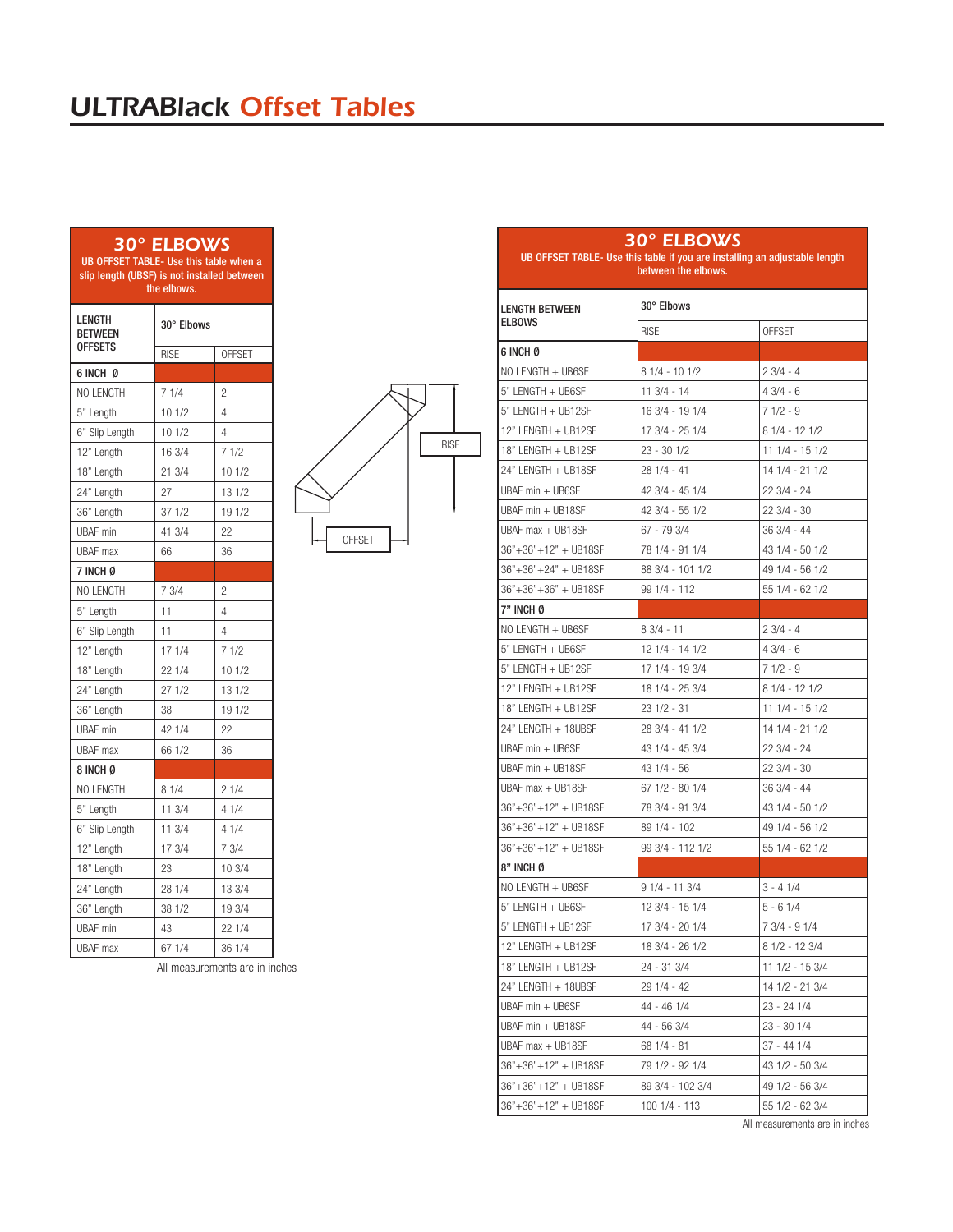# ULTRABlack Offset Tables

## 30° ELBOWS

UB OFFSET TABLE- Use this table when a slip length (UBSF) is not installed between the elbows.

| LENGTH BETWEEN OFFSETS | 30° Elbows | |
|---|---|---|
| | RISE | OFFSET |
| **6 INCH Ø** | | |
| NO LENGTH | 7 1/4 | 2 |
| 5" Length | 10 1/2 | 4 |
| 6" Slip Length | 10 1/2 | 4 |
| 12" Length | 16 3/4 | 7 1/2 |
| 18" Length | 21 3/4 | 10 1/2 |
| 24" Length | 27 | 13 1/2 |
| 36" Length | 37 1/2 | 19 1/2 |
| UBAF min | 41 3/4 | 22 |
| UBAF max | 66 | 36 |
| **7 INCH Ø** | | |
| NO LENGTH | 7 3/4 | 2 |
| 5" Length | 11 | 4 |
| 6" Slip Length | 11 | 4 |
| 12" Length | 17 1/4 | 7 1/2 |
| 18" Length | 22 1/4 | 10 1/2 |
| 24" Length | 27 1/2 | 13 1/2 |
| 36" Length | 38 | 19 1/2 |
| UBAF min | 42 1/4 | 22 |
| UBAF max | 66 1/2 | 36 |
| **8 INCH Ø** | | |
| NO LENGTH | 8 1/4 | 2 1/4 |
| 5" Length | 11 3/4 | 4 1/4 |
| 6" Slip Length | 11 3/4 | 4 1/4 |
| 12" Length | 17 3/4 | 7 3/4 |
| 18" Length | 23 | 10 3/4 |
| 24" Length | 28 1/4 | 13 3/4 |
| 36" Length | 38 1/2 | 19 3/4 |
| UBAF min | 43 | 22 1/4 |
| UBAF max | 67 1/4 | 36 1/4 |

All measurements are in inches

RISE

OFFSET

## 30° ELBOWS

UB OFFSET TABLE- Use this table if you are installing an adjustable length between the elbows.

| LENGTH BETWEEN ELBOWS | 30° Elbows | |
|---|---|---|
| | RISE | OFFSET |
| **6 INCH Ø** | | |
| NO LENGTH + UB6SF | 8 1/4 - 10 1/2 | 2 3/4 - 4 |
| 5" LENGTH + UB6SF | 11 3/4 - 14 | 4 3/4 - 6 |
| 5" LENGTH + UB12SF | 16 3/4 - 19 1/4 | 7 1/2 - 9 |
| 12" LENGTH + UB12SF | 17 3/4 - 25 1/4 | 8 1/4 - 12 1/2 |
| 18" LENGTH + UB12SF | 23 - 30 1/2 | 11 1/4 - 15 1/2 |
| 24" LENGTH + UB18SF | 28 1/4 - 41 | 14 1/4 - 21 1/2 |
| UBAF min + UB6SF | 42 3/4 - 45 1/4 | 22 3/4 - 24 |
| UBAF min + UB18SF | 42 3/4 - 55 1/2 | 22 3/4 - 30 |
| UBAF max + UB18SF | 67 - 79 3/4 | 36 3/4 - 44 |
| 36"+36"+12" + UB18SF | 78 1/4 - 91 1/4 | 43 1/4 - 50 1/2 |
| 36"+36"+24" + UB18SF | 88 3/4 - 101 1/2 | 49 1/4 - 56 1/2 |
| 36"+36"+36" + UB18SF | 99 1/4 - 112 | 55 1/4 - 62 1/2 |
| **7" INCH Ø** | | |
| NO LENGTH + UB6SF | 8 3/4 - 11 | 2 3/4 - 4 |
| 5" LENGTH + UB6SF | 12 1/4 - 14 1/2 | 4 3/4 - 6 |
| 5" LENGTH + UB12SF | 17 1/4 - 19 3/4 | 7 1/2 - 9 |
| 12" LENGTH + UB12SF | 18 1/4 - 25 3/4 | 8 1/4 - 12 1/2 |
| 18" LENGTH + UB12SF | 23 1/2 - 31 | 11 1/4 - 15 1/2 |
| 24" LENGTH + 18UBSF | 28 3/4 - 41 1/2 | 14 1/4 - 21 1/2 |
| UBAF min + UB6SF | 43 1/4 - 45 3/4 | 22 3/4 - 24 |
| UBAF min + UB18SF | 43 1/4 - 56 | 22 3/4 - 30 |
| UBAF max + UB18SF | 67 1/2 - 80 1/4 | 36 3/4 - 44 |
| 36"+36"+12" + UB18SF | 78 3/4 - 91 3/4 | 43 1/4 - 50 1/2 |
| 36"+36"+12" + UB18SF | 89 1/4 - 102 | 49 1/4 - 56 1/2 |
| 36"+36"+12" + UB18SF | 99 3/4 - 112 1/2 | 55 1/4 - 62 1/2 |
| **8" INCH Ø** | | |
| NO LENGTH + UB6SF | 9 1/4 - 11 3/4 | 3 - 4 1/4 |
| 5" LENGTH + UB6SF | 12 3/4 - 15 1/4 | 5 - 6 1/4 |
| 5" LENGTH + UB12SF | 17 3/4 - 20 1/4 | 7 3/4 - 9 1/4 |
| 12" LENGTH + UB12SF | 18 3/4 - 26 1/2 | 8 1/2 - 12 3/4 |
| 18" LENGTH + UB12SF | 24 - 31 3/4 | 11 1/2 - 15 3/4 |
| 24" LENGTH + 18UBSF | 29 1/4 - 42 | 14 1/2 - 21 3/4 |
| UBAF min + UB6SF | 44 - 46 1/4 | 23 - 24 1/4 |
| UBAF min + UB18SF | 44 - 56 3/4 | 23 - 30 1/4 |
| UBAF max + UB18SF | 68 1/4 - 81 | 37 - 44 1/4 |
| 36"+36"+12" + UB18SF | 79 1/2 - 92 1/4 | 43 1/2 - 50 3/4 |
| 36"+36"+12" + UB18SF | 89 3/4 - 102 3/4 | 49 1/2 - 56 3/4 |
| 36"+36"+12" + UB18SF | 100 1/4 - 113 | 55 1/2 - 62 3/4 |

All measurements are in inches